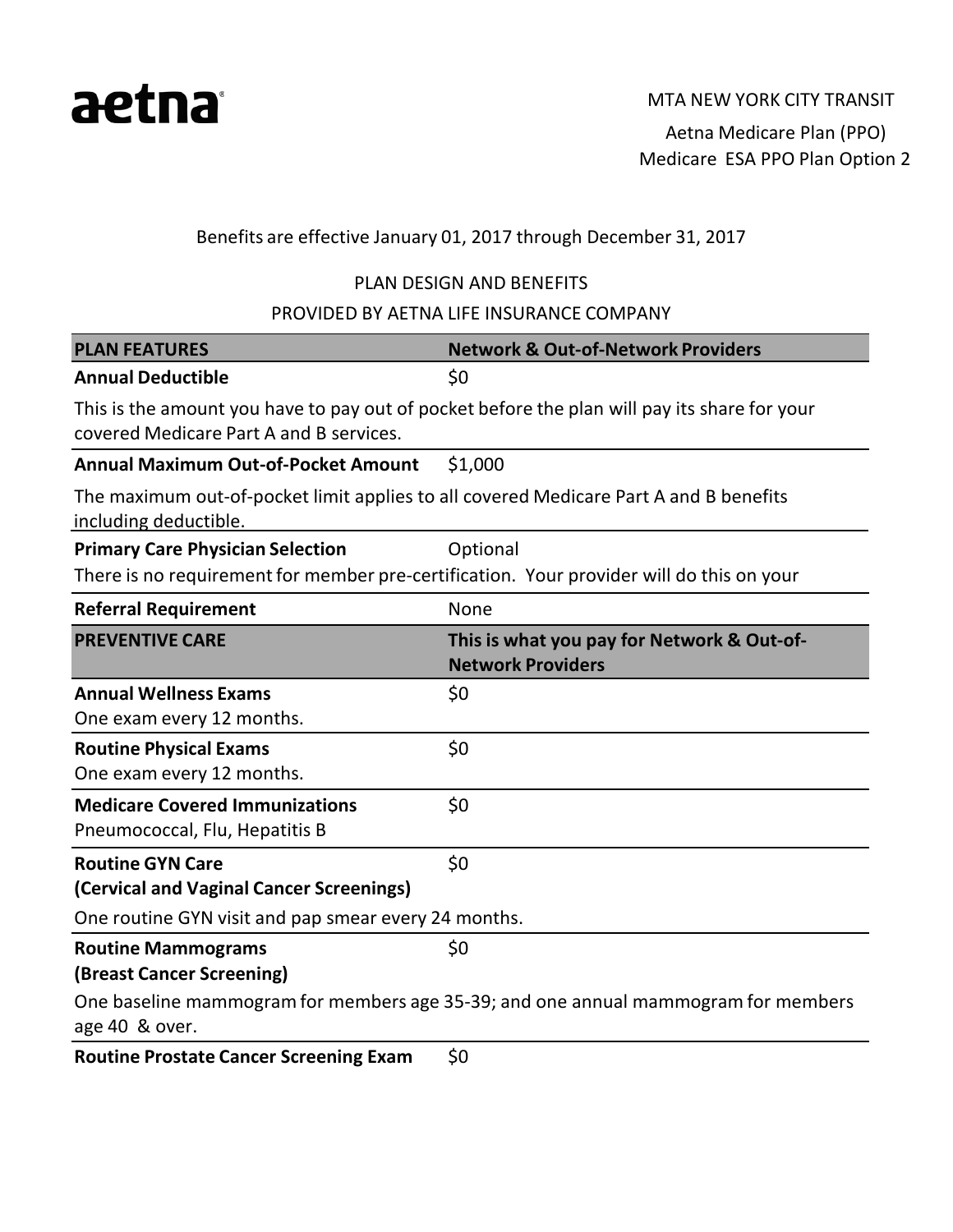aetna

MTA NEW YORK CITY TRANSIT

Aetna Medicare Plan (PPO)
Medicare ESA PPO Plan Option 2

Benefits are effective January 01, 2017 through December 31, 2017

PLAN DESIGN AND BENEFITS

PROVIDED BY AETNA LIFE INSURANCE COMPANY

| PLAN FEATURES | Network & Out-of-Network Providers |
|---|---|
| **Annual Deductible** | $0 |
| This is the amount you have to pay out of pocket before the plan will pay its share for your covered Medicare Part A and B services. | |
| **Annual Maximum Out-of-Pocket Amount** | $1,000 |
| The maximum out-of-pocket limit applies to all covered Medicare Part A and B benefits including deductible. | |
| **Primary Care Physician Selection** | Optional |
| There is no requirement for member pre-certification. Your provider will do this on your | |
| **Referral Requirement** | None |

| PREVENTIVE CARE | This is what you pay for Network & Out-of-Network Providers |
|---|---|
| **Annual Wellness Exams**<br>One exam every 12 months. | $0 |
| **Routine Physical Exams**<br>One exam every 12 months. | $0 |
| **Medicare Covered Immunizations**<br>Pneumococcal, Flu, Hepatitis B | $0 |
| **Routine GYN Care**<br>**(Cervical and Vaginal Cancer Screenings)** | $0 |
| One routine GYN visit and pap smear every 24 months. | |
| **Routine Mammograms**<br>**(Breast Cancer Screening)** | $0 |
| One baseline mammogram for members age 35-39; and one annual mammogram for members age 40 & over. | |
| **Routine Prostate Cancer Screening Exam** | $0 |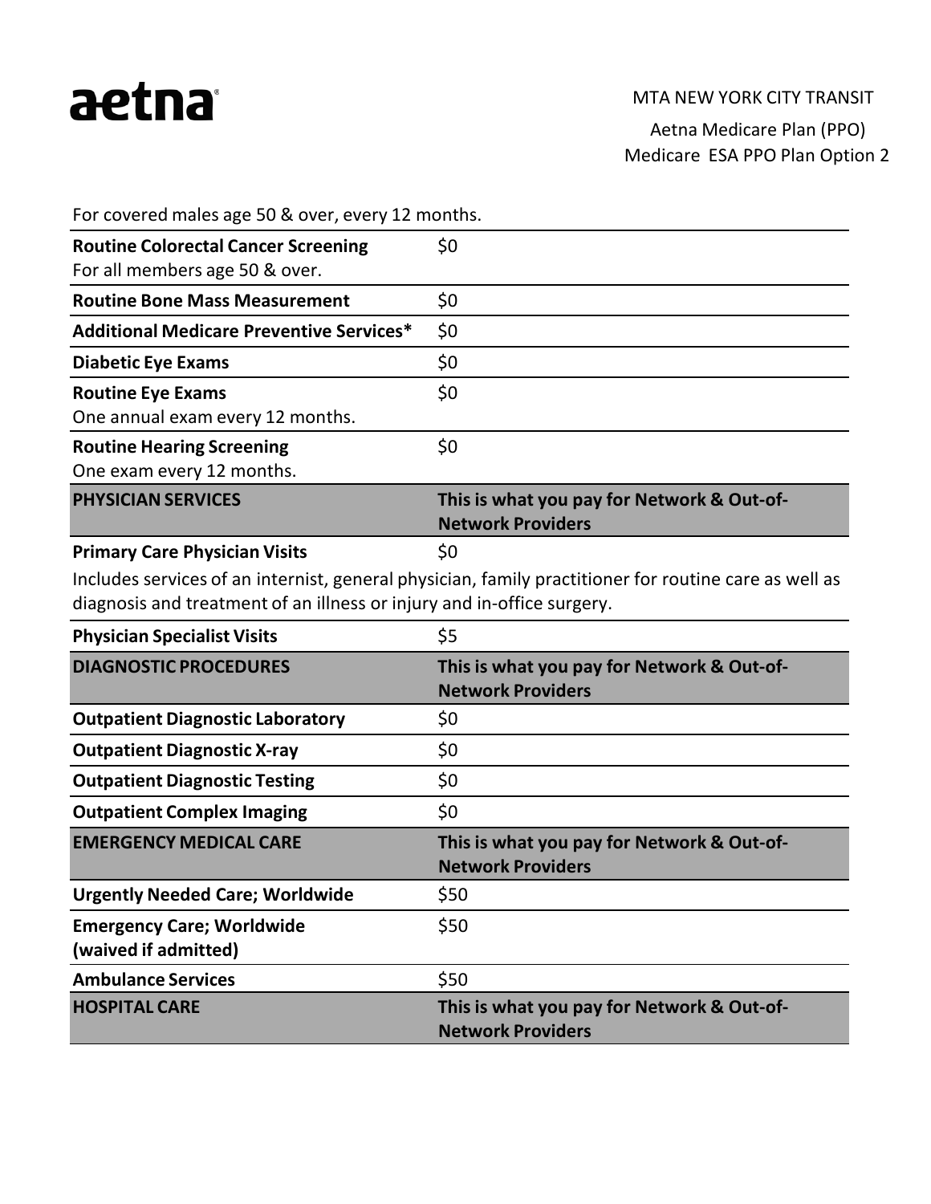For covered males age 50 & over, every 12 months.

| | |
|---|---|
| **Routine Colorectal Cancer Screening**<br>For all members age 50 & over. | $0 |
| **Routine Bone Mass Measurement** | $0 |
| **Additional Medicare Preventive Services*** | $0 |
| **Diabetic Eye Exams** | $0 |
| **Routine Eye Exams**<br>One annual exam every 12 months. | $0 |
| **Routine Hearing Screening**<br>One exam every 12 months. | $0 |
| **PHYSICIAN SERVICES** | **This is what you pay for Network & Out-of-Network Providers** |
| **Primary Care Physician Visits**<br>Includes services of an internist, general physician, family practitioner for routine care as well as diagnosis and treatment of an illness or injury and in-office surgery. | $0 |
| **Physician Specialist Visits** | $5 |
| **DIAGNOSTIC PROCEDURES** | **This is what you pay for Network & Out-of-Network Providers** |
| **Outpatient Diagnostic Laboratory** | $0 |
| **Outpatient Diagnostic X-ray** | $0 |
| **Outpatient Diagnostic Testing** | $0 |
| **Outpatient Complex Imaging** | $0 |
| **EMERGENCY MEDICAL CARE** | **This is what you pay for Network & Out-of-Network Providers** |
| **Urgently Needed Care; Worldwide** | $50 |
| **Emergency Care; Worldwide (waived if admitted)** | $50 |
| **Ambulance Services** | $50 |
| **HOSPITAL CARE** | **This is what you pay for Network & Out-of-Network Providers** |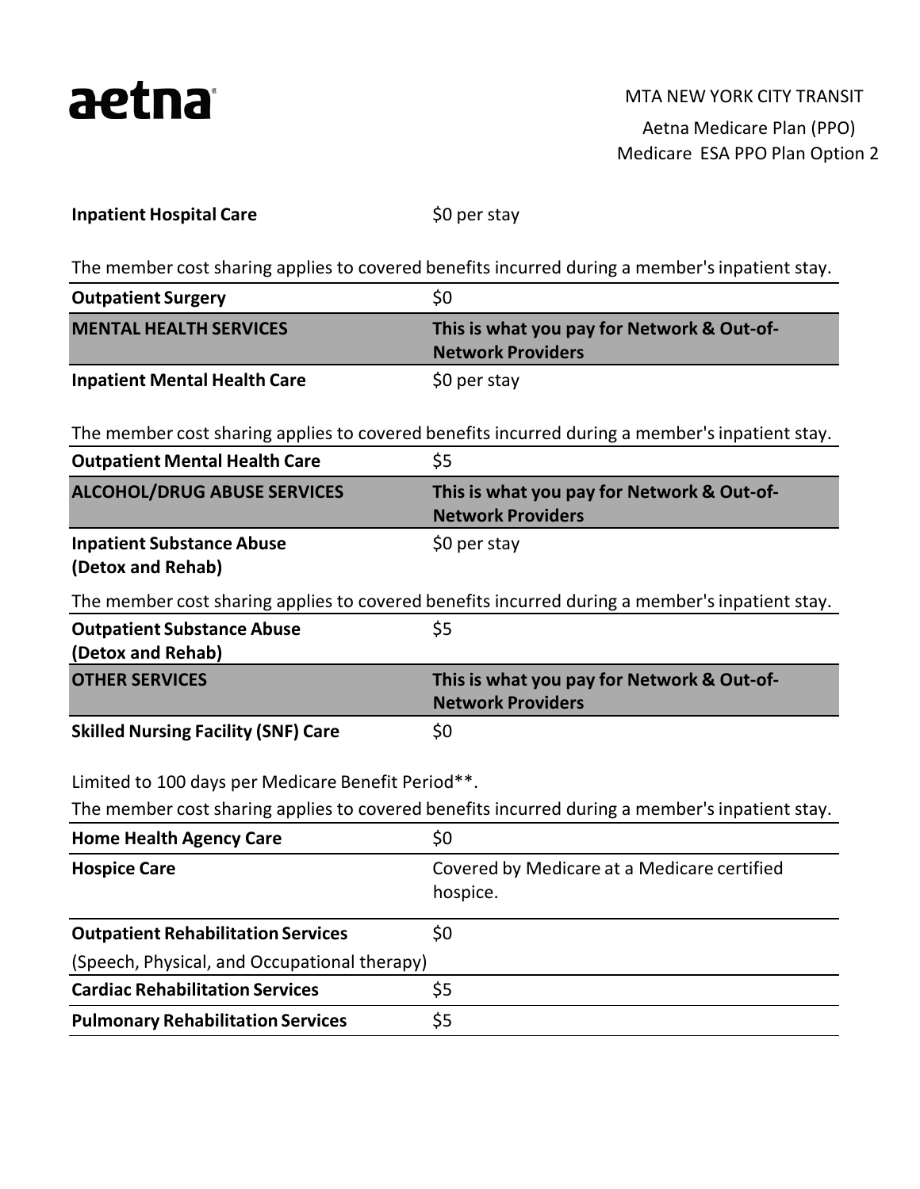| | |
|---|---|
| **Inpatient Hospital Care** | $0 per stay |

The member cost sharing applies to covered benefits incurred during a member's inpatient stay.

| | |
|---|---|
| **Outpatient Surgery** | $0 |
| **MENTAL HEALTH SERVICES** | **This is what you pay for Network & Out-of-Network Providers** |
| **Inpatient Mental Health Care** | $0 per stay |

The member cost sharing applies to covered benefits incurred during a member's inpatient stay.

| | |
|---|---|
| **Outpatient Mental Health Care** | $5 |
| **ALCOHOL/DRUG ABUSE SERVICES** | **This is what you pay for Network & Out-of-Network Providers** |
| **Inpatient Substance Abuse (Detox and Rehab)** | $0 per stay |

The member cost sharing applies to covered benefits incurred during a member's inpatient stay.

| | |
|---|---|
| **Outpatient Substance Abuse (Detox and Rehab)** | $5 |
| **OTHER SERVICES** | **This is what you pay for Network & Out-of-Network Providers** |
| **Skilled Nursing Facility (SNF) Care** | $0 |

Limited to 100 days per Medicare Benefit Period**.

The member cost sharing applies to covered benefits incurred during a member's inpatient stay.

| | |
|---|---|
| **Home Health Agency Care** | $0 |
| **Hospice Care** | Covered by Medicare at a Medicare certified hospice. |
| **Outpatient Rehabilitation Services** (Speech, Physical, and Occupational therapy) | $0 |
| **Cardiac Rehabilitation Services** | $5 |
| **Pulmonary Rehabilitation Services** | $5 |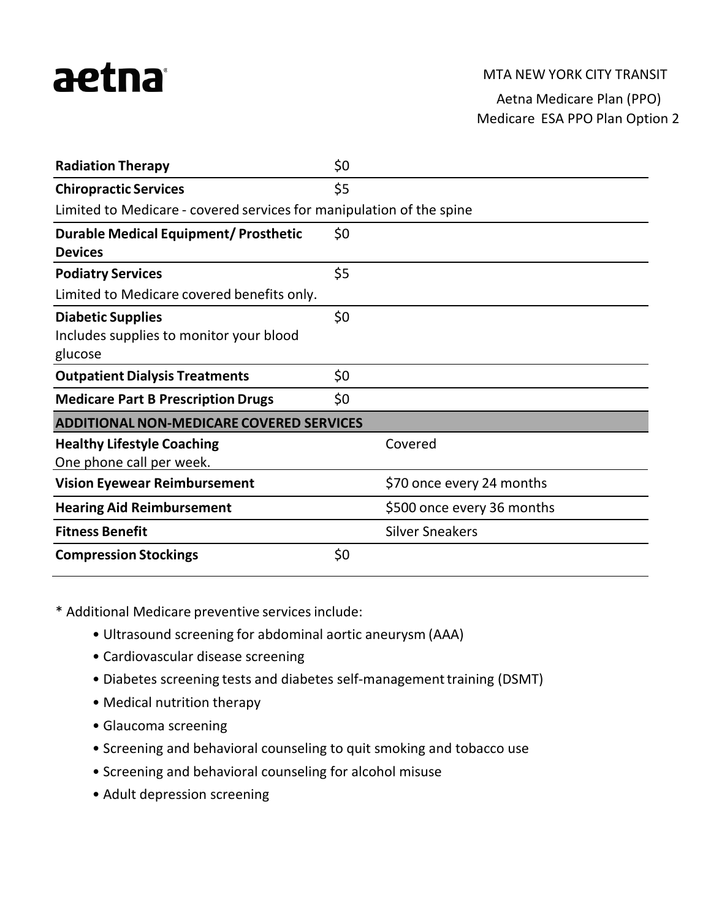| | | |
|---|---|---|
| **Radiation Therapy** | $0 | |
| **Chiropractic Services**<br>Limited to Medicare - covered services for manipulation of the spine | $5 | |
| **Durable Medical Equipment/ Prosthetic Devices** | $0 | |
| **Podiatry Services**<br>Limited to Medicare covered benefits only. | $5 | |
| **Diabetic Supplies**<br>Includes supplies to monitor your blood glucose | $0 | |
| **Outpatient Dialysis Treatments** | $0 | |
| **Medicare Part B Prescription Drugs** | $0 | |
| **ADDITIONAL NON-MEDICARE COVERED SERVICES** | | |
| **Healthy Lifestyle Coaching**<br>One phone call per week. | | Covered |
| **Vision Eyewear Reimbursement** | | $70 once every 24 months |
| **Hearing Aid Reimbursement** | | $500 once every 36 months |
| **Fitness Benefit** | | Silver Sneakers |
| **Compression Stockings** | $0 | |

* Additional Medicare preventive services include:

- Ultrasound screening for abdominal aortic aneurysm (AAA)
- Cardiovascular disease screening
- Diabetes screening tests and diabetes self-management training (DSMT)
- Medical nutrition therapy
- Glaucoma screening
- Screening and behavioral counseling to quit smoking and tobacco use
- Screening and behavioral counseling for alcohol misuse
- Adult depression screening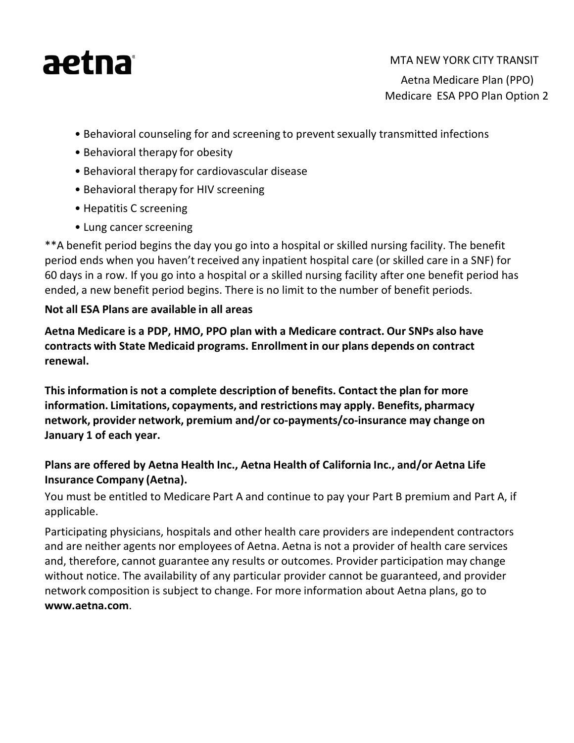- Behavioral counseling for and screening to prevent sexually transmitted infections
- Behavioral therapy for obesity
- Behavioral therapy for cardiovascular disease
- Behavioral therapy for HIV screening
- Hepatitis C screening
- Lung cancer screening

**A benefit period begins the day you go into a hospital or skilled nursing facility. The benefit period ends when you haven't received any inpatient hospital care (or skilled care in a SNF) for 60 days in a row. If you go into a hospital or a skilled nursing facility after one benefit period has ended, a new benefit period begins. There is no limit to the number of benefit periods.

**Not all ESA Plans are available in all areas**

**Aetna Medicare is a PDP, HMO, PPO plan with a Medicare contract. Our SNPs also have contracts with State Medicaid programs. Enrollment in our plans depends on contract renewal.**

**This information is not a complete description of benefits. Contact the plan for more information. Limitations, copayments, and restrictions may apply. Benefits, pharmacy network, provider network, premium and/or co-payments/co-insurance may change on January 1 of each year.**

**Plans are offered by Aetna Health Inc., Aetna Health of California Inc., and/or Aetna Life Insurance Company (Aetna).**

You must be entitled to Medicare Part A and continue to pay your Part B premium and Part A, if applicable.

Participating physicians, hospitals and other health care providers are independent contractors and are neither agents nor employees of Aetna. Aetna is not a provider of health care services and, therefore, cannot guarantee any results or outcomes. Provider participation may change without notice. The availability of any particular provider cannot be guaranteed, and provider network composition is subject to change. For more information about Aetna plans, go to **www.aetna.com**.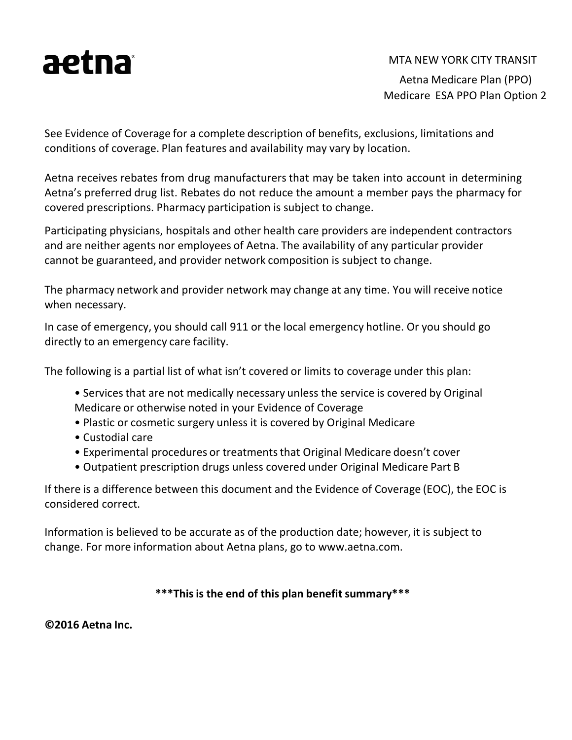aetna

MTA NEW YORK CITY TRANSIT
Aetna Medicare Plan (PPO)
Medicare ESA PPO Plan Option 2

See Evidence of Coverage for a complete description of benefits, exclusions, limitations and conditions of coverage. Plan features and availability may vary by location.

Aetna receives rebates from drug manufacturers that may be taken into account in determining Aetna's preferred drug list. Rebates do not reduce the amount a member pays the pharmacy for covered prescriptions. Pharmacy participation is subject to change.

Participating physicians, hospitals and other health care providers are independent contractors and are neither agents nor employees of Aetna. The availability of any particular provider cannot be guaranteed, and provider network composition is subject to change.

The pharmacy network and provider network may change at any time. You will receive notice when necessary.

In case of emergency, you should call 911 or the local emergency hotline. Or you should go directly to an emergency care facility.

The following is a partial list of what isn't covered or limits to coverage under this plan:

- Services that are not medically necessary unless the service is covered by Original Medicare or otherwise noted in your Evidence of Coverage
- Plastic or cosmetic surgery unless it is covered by Original Medicare
- Custodial care
- Experimental procedures or treatments that Original Medicare doesn't cover
- Outpatient prescription drugs unless covered under Original Medicare Part B

If there is a difference between this document and the Evidence of Coverage (EOC), the EOC is considered correct.

Information is believed to be accurate as of the production date; however, it is subject to change. For more information about Aetna plans, go to www.aetna.com.

**\*\*\*This is the end of this plan benefit summary\*\*\***

**©2016 Aetna Inc.**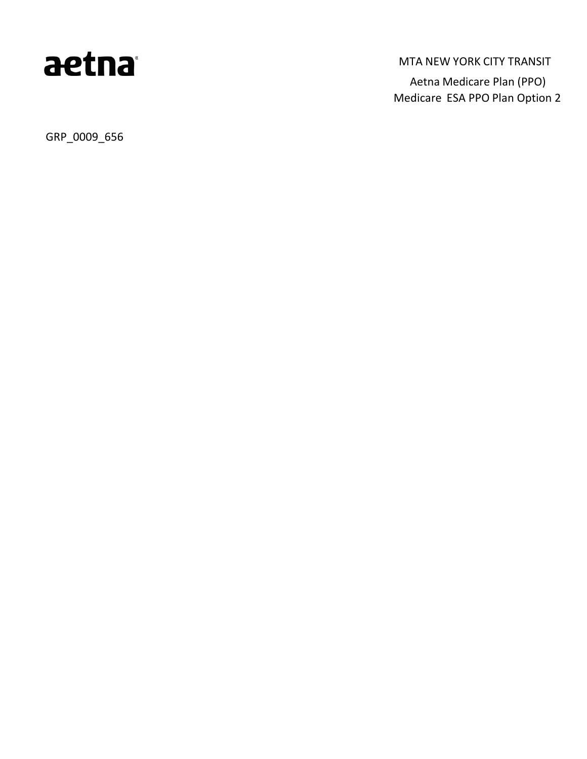aetna®

MTA NEW YORK CITY TRANSIT

Aetna Medicare Plan (PPO)

Medicare ESA PPO Plan Option 2

GRP_0009_656